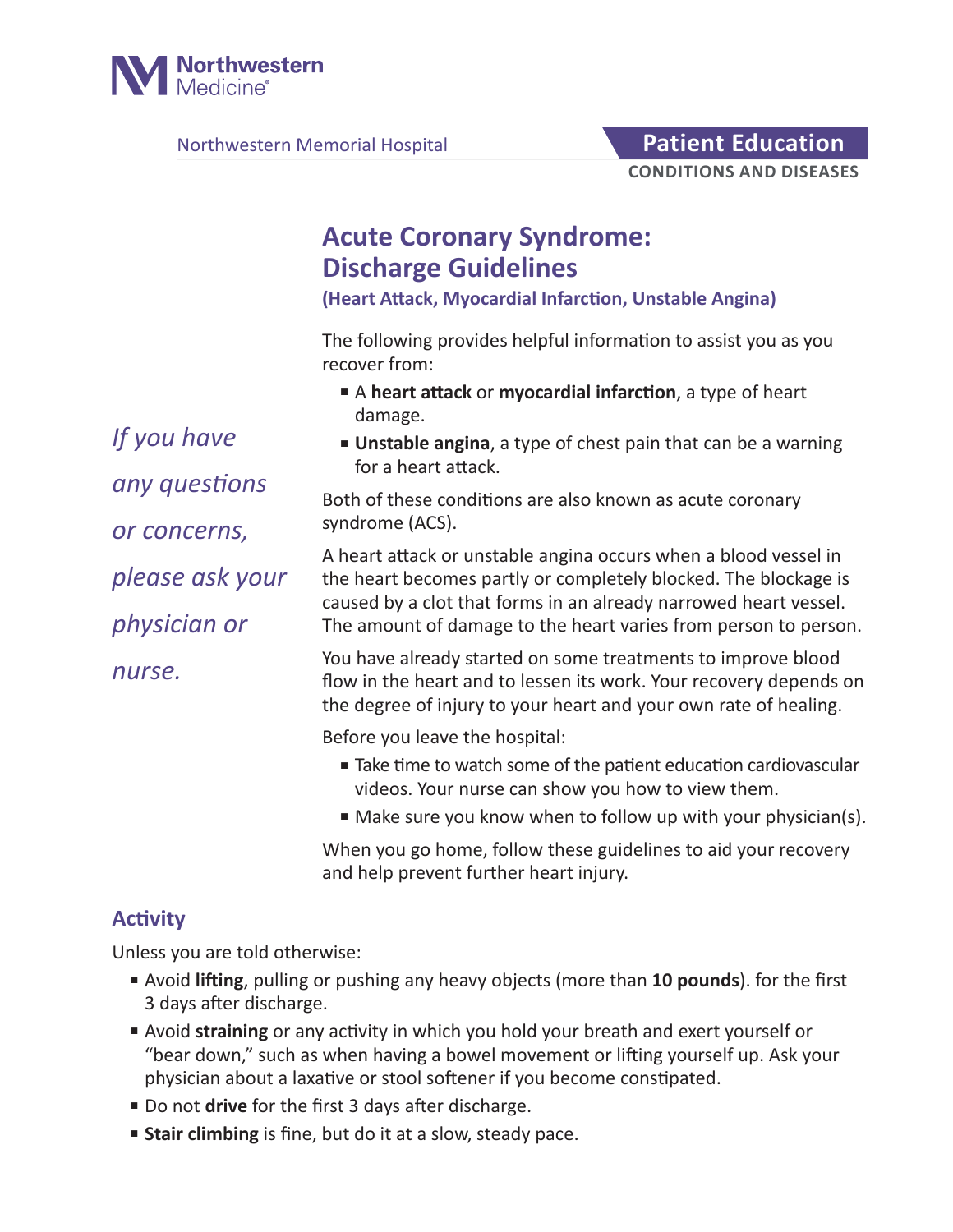Northwestern Medicine

Northwestern Memorial Hospital

**Patient Education**

**CONDITIONS AND DISEASES**

# Acute Coronary Syndrome: Discharge Guidelines

**(Heart Attack, Myocardial Infarction, Unstable Angina)**

*If you have any questions or concerns, please ask your physician or nurse.*

The following provides helpful information to assist you as you recover from:

- A **heart attack** or **myocardial infarction**, a type of heart damage.
- **Unstable angina**, a type of chest pain that can be a warning for a heart attack.

Both of these conditions are also known as acute coronary syndrome (ACS).

A heart attack or unstable angina occurs when a blood vessel in the heart becomes partly or completely blocked. The blockage is caused by a clot that forms in an already narrowed heart vessel. The amount of damage to the heart varies from person to person.

You have already started on some treatments to improve blood flow in the heart and to lessen its work. Your recovery depends on the degree of injury to your heart and your own rate of healing.

Before you leave the hospital:

- Take time to watch some of the patient education cardiovascular videos. Your nurse can show you how to view them.
- Make sure you know when to follow up with your physician(s).

When you go home, follow these guidelines to aid your recovery and help prevent further heart injury.

## Activity

Unless you are told otherwise:

- Avoid **lifting**, pulling or pushing any heavy objects (more than **10 pounds**). for the first 3 days after discharge.
- Avoid **straining** or any activity in which you hold your breath and exert yourself or "bear down," such as when having a bowel movement or lifting yourself up. Ask your physician about a laxative or stool softener if you become constipated.
- Do not **drive** for the first 3 days after discharge.
- **Stair climbing** is fine, but do it at a slow, steady pace.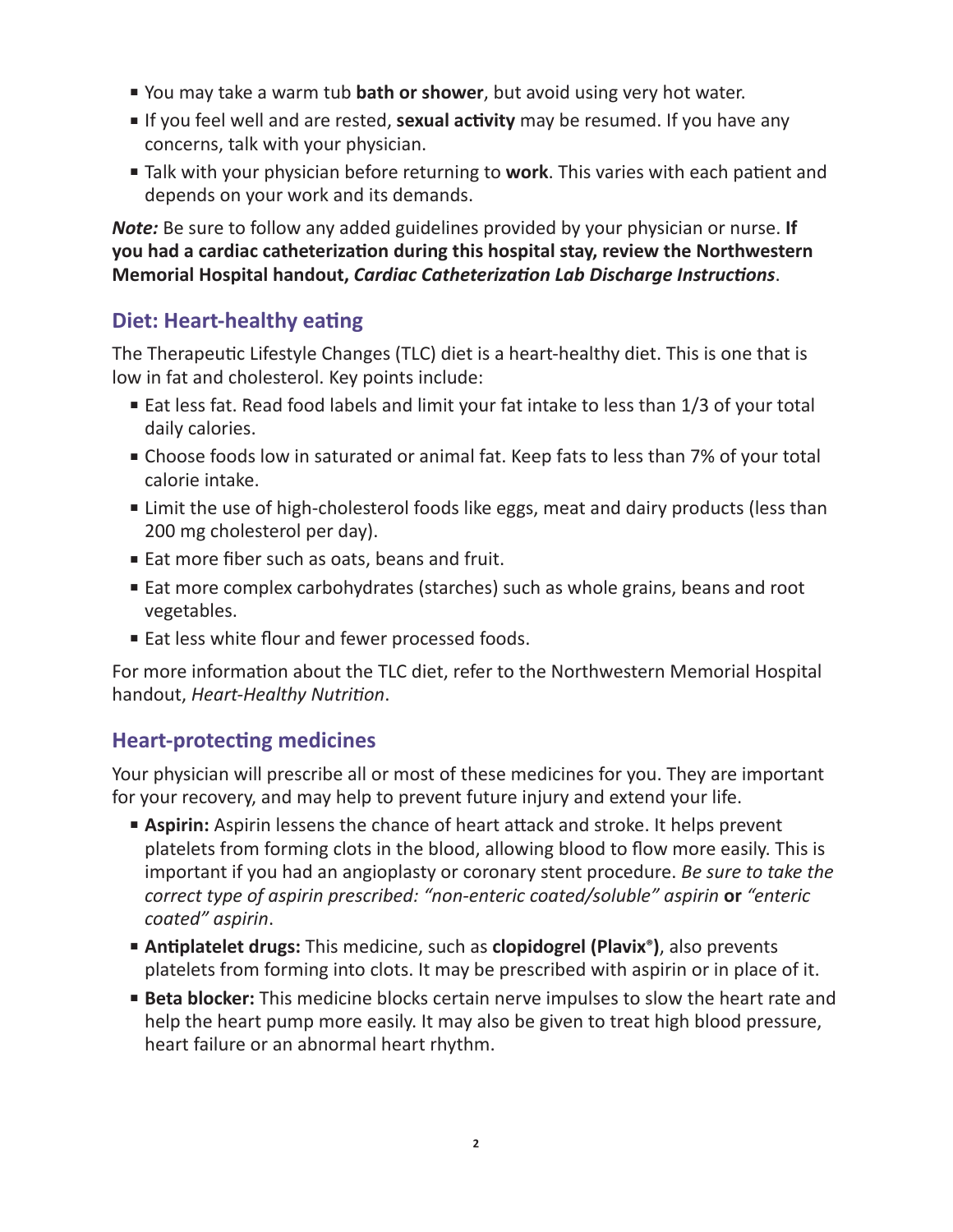- You may take a warm tub **bath or shower**, but avoid using very hot water.
- If you feel well and are rested, **sexual activity** may be resumed. If you have any concerns, talk with your physician.
- Talk with your physician before returning to **work**. This varies with each patient and depends on your work and its demands.

***Note:*** Be sure to follow any added guidelines provided by your physician or nurse. **If you had a cardiac catheterization during this hospital stay, review the Northwestern Memorial Hospital handout, *Cardiac Catheterization Lab Discharge Instructions***.

## Diet: Heart-healthy eating

The Therapeutic Lifestyle Changes (TLC) diet is a heart-healthy diet. This is one that is low in fat and cholesterol. Key points include:

- Eat less fat. Read food labels and limit your fat intake to less than 1/3 of your total daily calories.
- Choose foods low in saturated or animal fat. Keep fats to less than 7% of your total calorie intake.
- Limit the use of high-cholesterol foods like eggs, meat and dairy products (less than 200 mg cholesterol per day).
- Eat more fiber such as oats, beans and fruit.
- Eat more complex carbohydrates (starches) such as whole grains, beans and root vegetables.
- Eat less white flour and fewer processed foods.

For more information about the TLC diet, refer to the Northwestern Memorial Hospital handout, *Heart-Healthy Nutrition*.

## Heart-protecting medicines

Your physician will prescribe all or most of these medicines for you. They are important for your recovery, and may help to prevent future injury and extend your life.

- **Aspirin:** Aspirin lessens the chance of heart attack and stroke. It helps prevent platelets from forming clots in the blood, allowing blood to flow more easily. This is important if you had an angioplasty or coronary stent procedure. *Be sure to take the correct type of aspirin prescribed: "non-enteric coated/soluble" aspirin* **or** *"enteric coated" aspirin*.
- **Antiplatelet drugs:** This medicine, such as **clopidogrel (Plavix®)**, also prevents platelets from forming into clots. It may be prescribed with aspirin or in place of it.
- **Beta blocker:** This medicine blocks certain nerve impulses to slow the heart rate and help the heart pump more easily. It may also be given to treat high blood pressure, heart failure or an abnormal heart rhythm.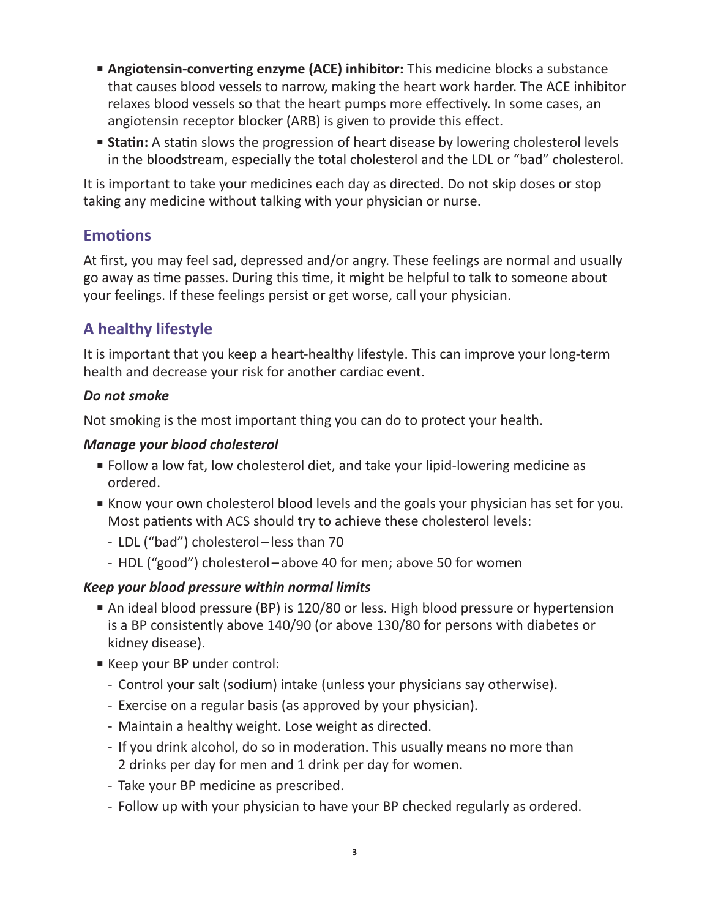- **Angiotensin-converting enzyme (ACE) inhibitor:** This medicine blocks a substance that causes blood vessels to narrow, making the heart work harder. The ACE inhibitor relaxes blood vessels so that the heart pumps more effectively. In some cases, an angiotensin receptor blocker (ARB) is given to provide this effect.
- **Statin:** A statin slows the progression of heart disease by lowering cholesterol levels in the bloodstream, especially the total cholesterol and the LDL or "bad" cholesterol.

It is important to take your medicines each day as directed. Do not skip doses or stop taking any medicine without talking with your physician or nurse.

## Emotions

At first, you may feel sad, depressed and/or angry. These feelings are normal and usually go away as time passes. During this time, it might be helpful to talk to someone about your feelings. If these feelings persist or get worse, call your physician.

## A healthy lifestyle

It is important that you keep a heart-healthy lifestyle. This can improve your long-term health and decrease your risk for another cardiac event.

***Do not smoke***

Not smoking is the most important thing you can do to protect your health.

***Manage your blood cholesterol***

- Follow a low fat, low cholesterol diet, and take your lipid-lowering medicine as ordered.
- Know your own cholesterol blood levels and the goals your physician has set for you. Most patients with ACS should try to achieve these cholesterol levels:
  - LDL ("bad") cholesterol – less than 70
  - HDL ("good") cholesterol – above 40 for men; above 50 for women

***Keep your blood pressure within normal limits***

- An ideal blood pressure (BP) is 120/80 or less. High blood pressure or hypertension is a BP consistently above 140/90 (or above 130/80 for persons with diabetes or kidney disease).
- Keep your BP under control:
  - Control your salt (sodium) intake (unless your physicians say otherwise).
  - Exercise on a regular basis (as approved by your physician).
  - Maintain a healthy weight. Lose weight as directed.
  - If you drink alcohol, do so in moderation. This usually means no more than 2 drinks per day for men and 1 drink per day for women.
  - Take your BP medicine as prescribed.
  - Follow up with your physician to have your BP checked regularly as ordered.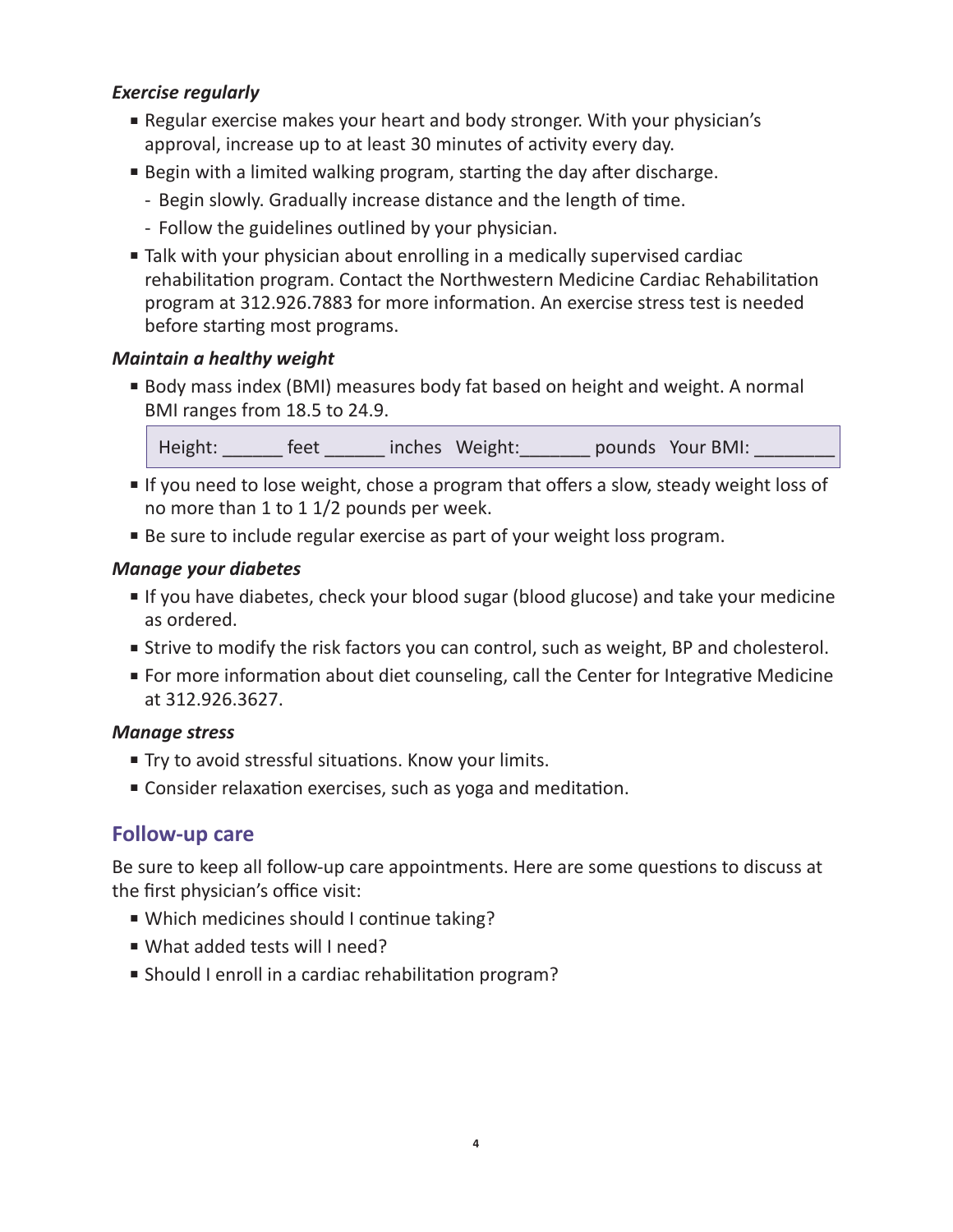***Exercise regularly***

- Regular exercise makes your heart and body stronger. With your physician's approval, increase up to at least 30 minutes of activity every day.
- Begin with a limited walking program, starting the day after discharge.
  - Begin slowly. Gradually increase distance and the length of time.
  - Follow the guidelines outlined by your physician.
- Talk with your physician about enrolling in a medically supervised cardiac rehabilitation program. Contact the Northwestern Medicine Cardiac Rehabilitation program at 312.926.7883 for more information. An exercise stress test is needed before starting most programs.

***Maintain a healthy weight***

- Body mass index (BMI) measures body fat based on height and weight. A normal BMI ranges from 18.5 to 24.9.

| Height: ______ feet ______ inches Weight:_______ pounds Your BMI: ________ |
|---|

- If you need to lose weight, chose a program that offers a slow, steady weight loss of no more than 1 to 1 1/2 pounds per week.
- Be sure to include regular exercise as part of your weight loss program.

***Manage your diabetes***

- If you have diabetes, check your blood sugar (blood glucose) and take your medicine as ordered.
- Strive to modify the risk factors you can control, such as weight, BP and cholesterol.
- For more information about diet counseling, call the Center for Integrative Medicine at 312.926.3627.

***Manage stress***

- Try to avoid stressful situations. Know your limits.
- Consider relaxation exercises, such as yoga and meditation.

## Follow-up care

Be sure to keep all follow-up care appointments. Here are some questions to discuss at the first physician's office visit:

- Which medicines should I continue taking?
- What added tests will I need?
- Should I enroll in a cardiac rehabilitation program?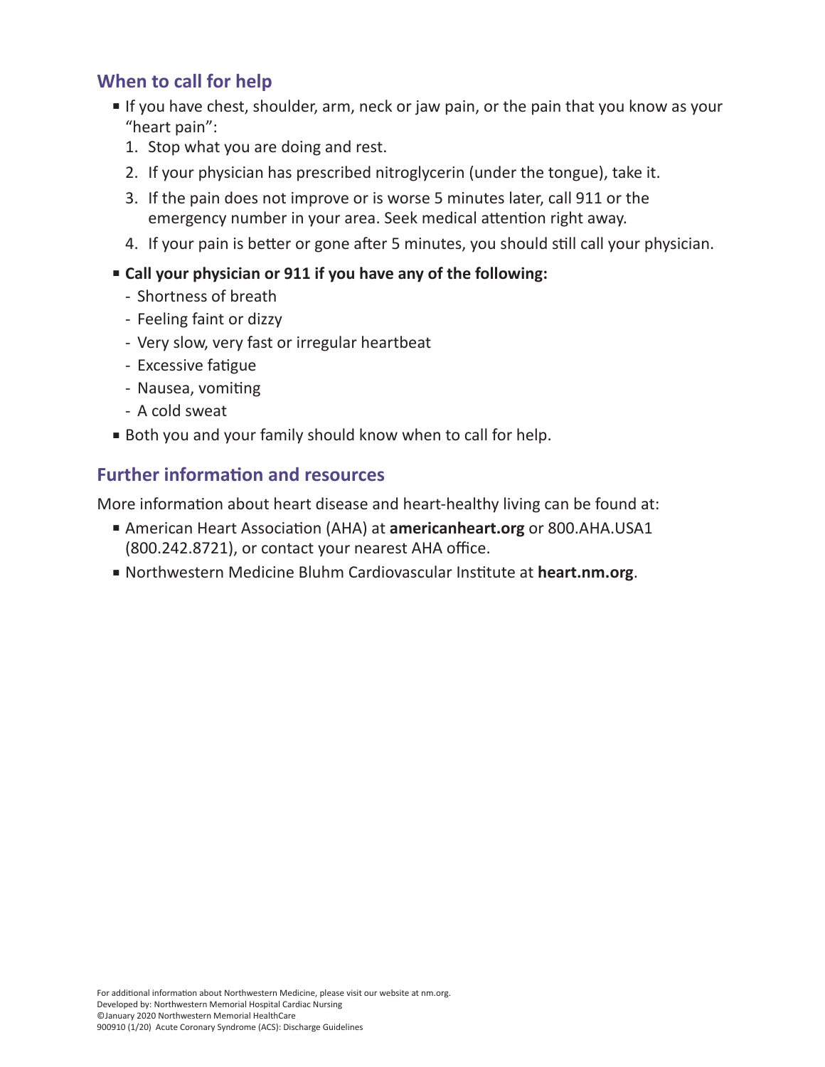## When to call for help

- If you have chest, shoulder, arm, neck or jaw pain, or the pain that you know as your "heart pain":
  1. Stop what you are doing and rest.
  2. If your physician has prescribed nitroglycerin (under the tongue), take it.
  3. If the pain does not improve or is worse 5 minutes later, call 911 or the emergency number in your area. Seek medical attention right away.
  4. If your pain is better or gone after 5 minutes, you should still call your physician.
- **Call your physician or 911 if you have any of the following:**
  - Shortness of breath
  - Feeling faint or dizzy
  - Very slow, very fast or irregular heartbeat
  - Excessive fatigue
  - Nausea, vomiting
  - A cold sweat
- Both you and your family should know when to call for help.

## Further information and resources

More information about heart disease and heart-healthy living can be found at:

- American Heart Association (AHA) at **americanheart.org** or 800.AHA.USA1 (800.242.8721), or contact your nearest AHA office.
- Northwestern Medicine Bluhm Cardiovascular Institute at **heart.nm.org**.

For additional information about Northwestern Medicine, please visit our website at nm.org.
Developed by: Northwestern Memorial Hospital Cardiac Nursing
©January 2020 Northwestern Memorial HealthCare
900910 (1/20) Acute Coronary Syndrome (ACS): Discharge Guidelines